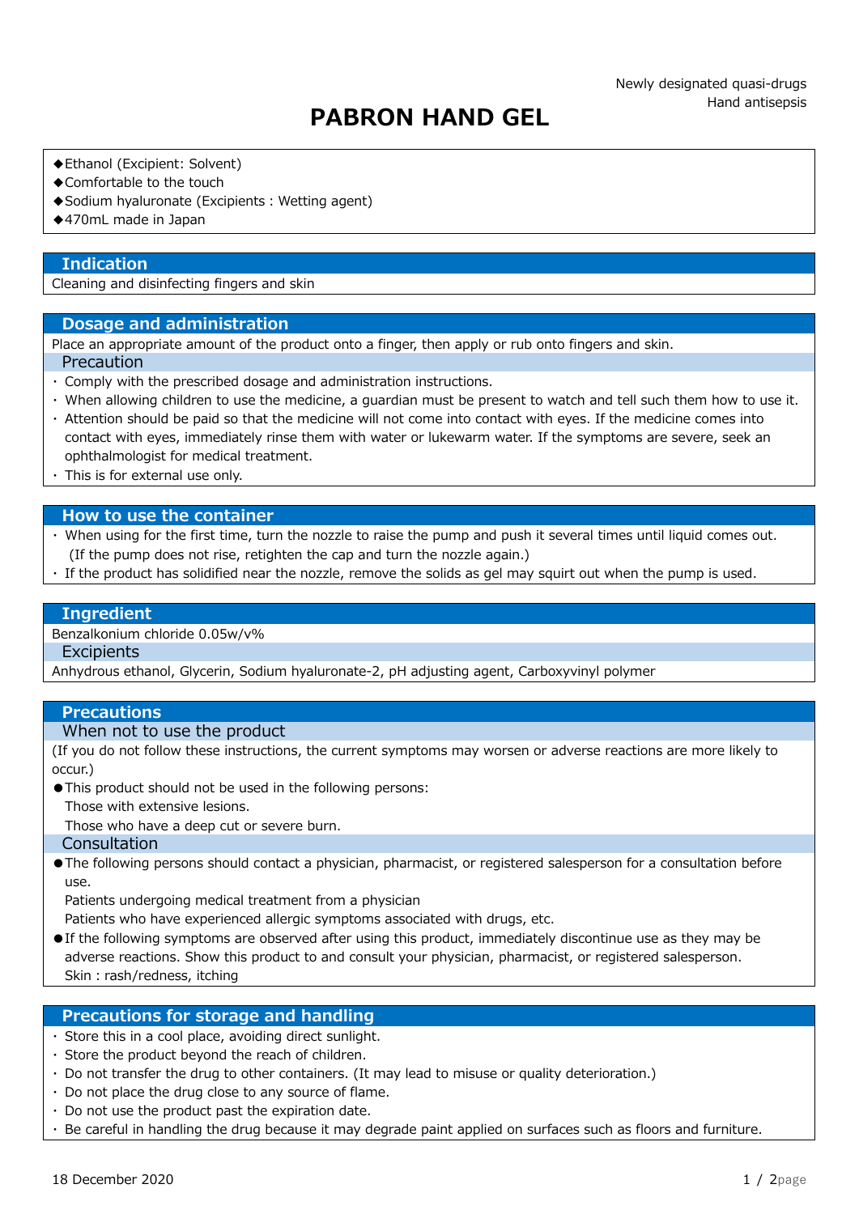Newly designated quasi-drugs
Hand antisepsis

# PABRON HAND GEL

- ◆Ethanol (Excipient: Solvent)
- ◆Comfortable to the touch
- ◆Sodium hyaluronate (Excipients : Wetting agent)
- ◆470mL made in Japan

## Indication

Cleaning and disinfecting fingers and skin

## Dosage and administration

Place an appropriate amount of the product onto a finger, then apply or rub onto fingers and skin.

### Precaution

- Comply with the prescribed dosage and administration instructions.
- When allowing children to use the medicine, a guardian must be present to watch and tell such them how to use it.
- Attention should be paid so that the medicine will not come into contact with eyes. If the medicine comes into contact with eyes, immediately rinse them with water or lukewarm water. If the symptoms are severe, seek an ophthalmologist for medical treatment.
- This is for external use only.

## How to use the container

- When using for the first time, turn the nozzle to raise the pump and push it several times until liquid comes out. (If the pump does not rise, retighten the cap and turn the nozzle again.)
- If the product has solidified near the nozzle, remove the solids as gel may squirt out when the pump is used.

## Ingredient

Benzalkonium chloride 0.05w/v%

### Excipients

Anhydrous ethanol, Glycerin, Sodium hyaluronate-2, pH adjusting agent, Carboxyvinyl polymer

## Precautions

### When not to use the product

(If you do not follow these instructions, the current symptoms may worsen or adverse reactions are more likely to occur.)

- ●This product should not be used in the following persons:
  Those with extensive lesions.
  Those who have a deep cut or severe burn.

### Consultation

- ●The following persons should contact a physician, pharmacist, or registered salesperson for a consultation before use.
  Patients undergoing medical treatment from a physician
  Patients who have experienced allergic symptoms associated with drugs, etc.
- ●If the following symptoms are observed after using this product, immediately discontinue use as they may be adverse reactions. Show this product to and consult your physician, pharmacist, or registered salesperson.
  Skin : rash/redness, itching

## Precautions for storage and handling

- Store this in a cool place, avoiding direct sunlight.
- Store the product beyond the reach of children.
- Do not transfer the drug to other containers. (It may lead to misuse or quality deterioration.)
- Do not place the drug close to any source of flame.
- Do not use the product past the expiration date.
- Be careful in handling the drug because it may degrade paint applied on surfaces such as floors and furniture.

18 December 2020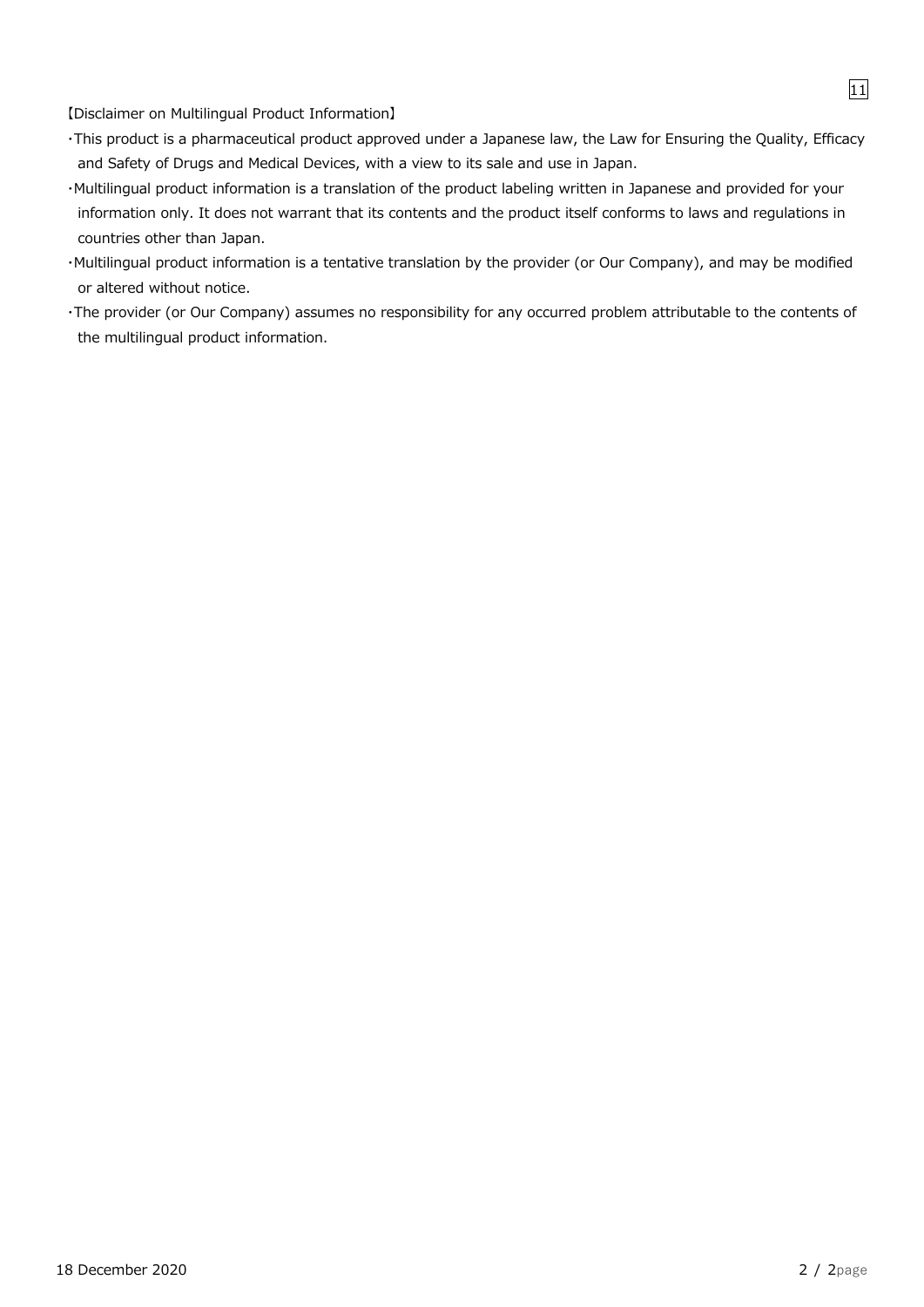【Disclaimer on Multilingual Product Information】

- ･This product is a pharmaceutical product approved under a Japanese law, the Law for Ensuring the Quality, Efficacy and Safety of Drugs and Medical Devices, with a view to its sale and use in Japan.
- ･Multilingual product information is a translation of the product labeling written in Japanese and provided for your information only. It does not warrant that its contents and the product itself conforms to laws and regulations in countries other than Japan.
- ･Multilingual product information is a tentative translation by the provider (or Our Company), and may be modified or altered without notice.
- ･The provider (or Our Company) assumes no responsibility for any occurred problem attributable to the contents of the multilingual product information.

18 December 2020